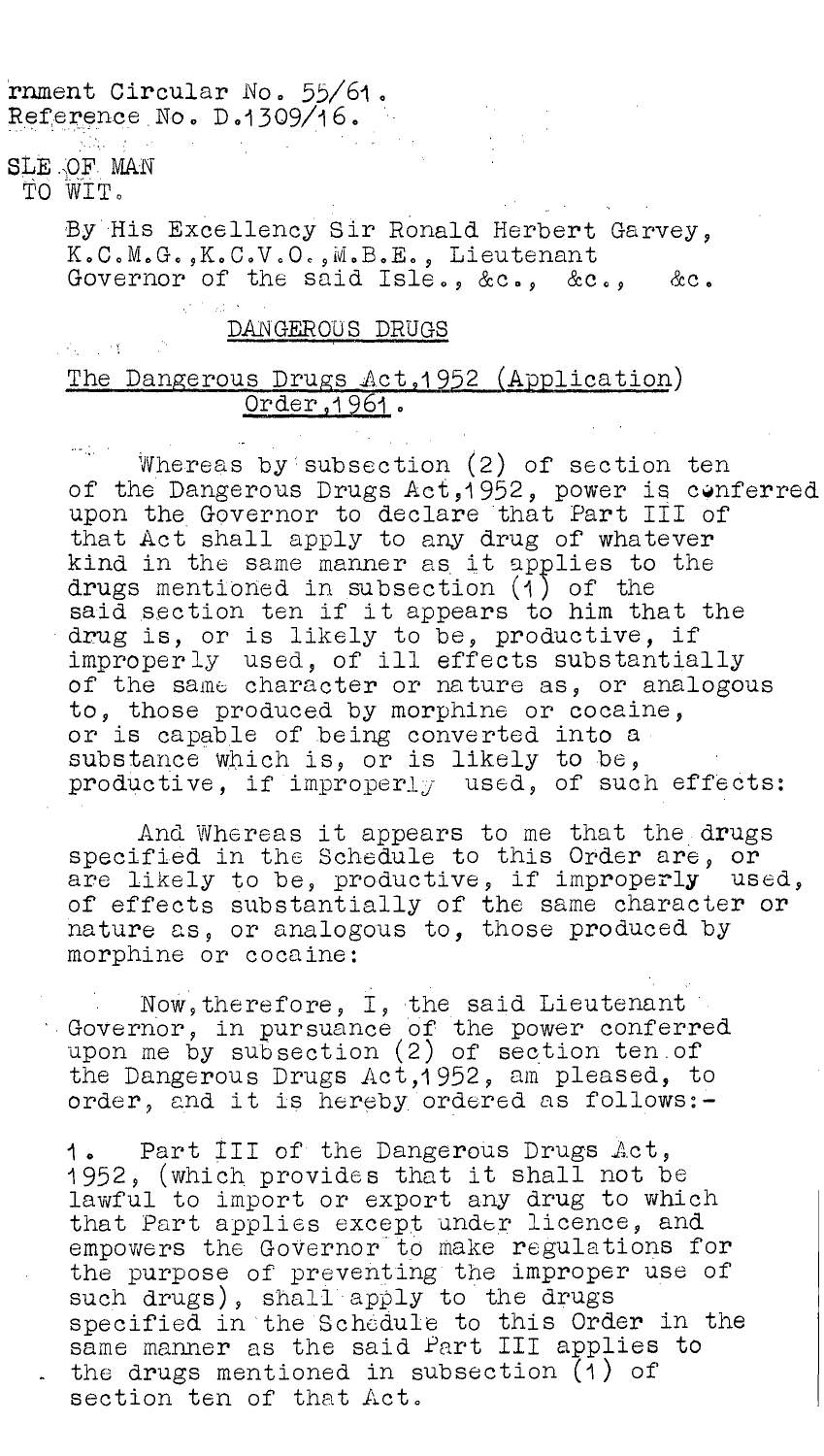rnment Circular No. 55/61.
Reference No. D.1309/16.

SLE OF MAN
TO WIT.

By His Excellency Sir Ronald Herbert Garvey, K.C.M.G., K.C.V.O., M.B.E., Lieutenant Governor of the said Isle., &c., &c., &c.

## DANGEROUS DRUGS

## The Dangerous Drugs Act, 1952 (Application) Order, 1961.

Whereas by subsection (2) of section ten of the Dangerous Drugs Act, 1952, power is conferred upon the Governor to declare that Part III of that Act shall apply to any drug of whatever kind in the same manner as it applies to the drugs mentioned in subsection (1) of the said section ten if it appears to him that the drug is, or is likely to be, productive, if improperly used, of ill effects substantially of the same character or nature as, or analogous to, those produced by morphine or cocaine, or is capable of being converted into a substance which is, or is likely to be, productive, if improperly used, of such effects:

And Whereas it appears to me that the drugs specified in the Schedule to this Order are, or are likely to be, productive, if improperly used, of effects substantially of the same character or nature as, or analogous to, those produced by morphine or cocaine:

Now, therefore, I, the said Lieutenant Governor, in pursuance of the power conferred upon me by subsection (2) of section ten of the Dangerous Drugs Act, 1952, am pleased, to order, and it is hereby ordered as follows:-

1. Part III of the Dangerous Drugs Act, 1952, (which provides that it shall not be lawful to import or export any drug to which that Part applies except under licence, and empowers the Governor to make regulations for the purpose of preventing the improper use of such drugs), shall apply to the drugs specified in the Schedule to this Order in the same manner as the said Part III applies to the drugs mentioned in subsection (1) of section ten of that Act.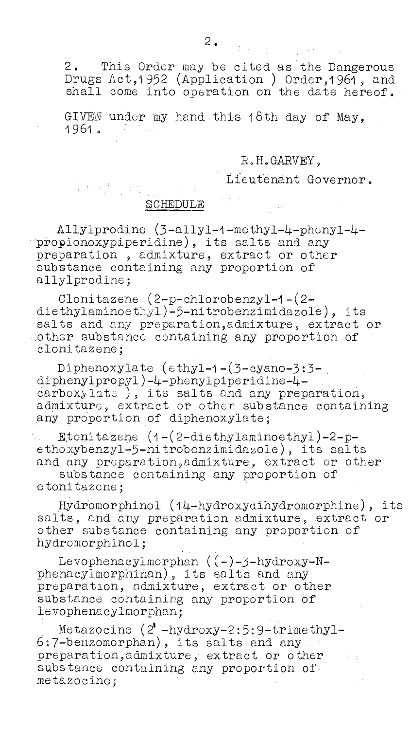2. This Order may be cited as the Dangerous Drugs Act,1952 (Application ) Order,1961, and shall come into operation on the date hereof.

GIVEN under my hand this 18th day of May, 1961.

R.H.GARVEY,

Lieutenant Governor.

## SCHEDULE

Allylprodine (3-allyl-1-methyl-4-phenyl-4-propionoxypiperidine), its salts and any preparation , admixture, extract or other substance containing any proportion of allylprodine;

Clonitazene (2-p-chlorobenzyl-1-(2-diethylaminoethyl)-5-nitrobenzimidazole), its salts and any preparation,admixture, extract or other substance containing any proportion of clonitazene;

Diphenoxylate (ethyl-1-(3-cyano-3:3-diphenylpropyl)-4-phenylpiperidine-4-carboxylate ), its salts and any preparation, admixture, extract or other substance containing any proportion of diphenoxylate;

Etonitazene (1-(2-diethylaminoethyl)-2-p-ethoxybenzyl-5-nitrobenzimidazole), its salts and any preparation,admixture, extract or other substance containing any proportion of etonitazene;

Hydromorphinol (14-hydroxydihydromorphine), its salts, and any preparation admixture, extract or other substance containing any proportion of hydromorphinol;

Levophenacylmorphan ((-)-3-hydroxy-N-phenacylmorphinan), its salts and any preparation, admixture, extract or other substance containing any proportion of levophenacylmorphan;

Metazocine (2'-hydroxy-2:5:9-trimethyl-6:7-benzomorphan), its salts and any preparation,admixture, extract or other substance containing any proportion of metazocine;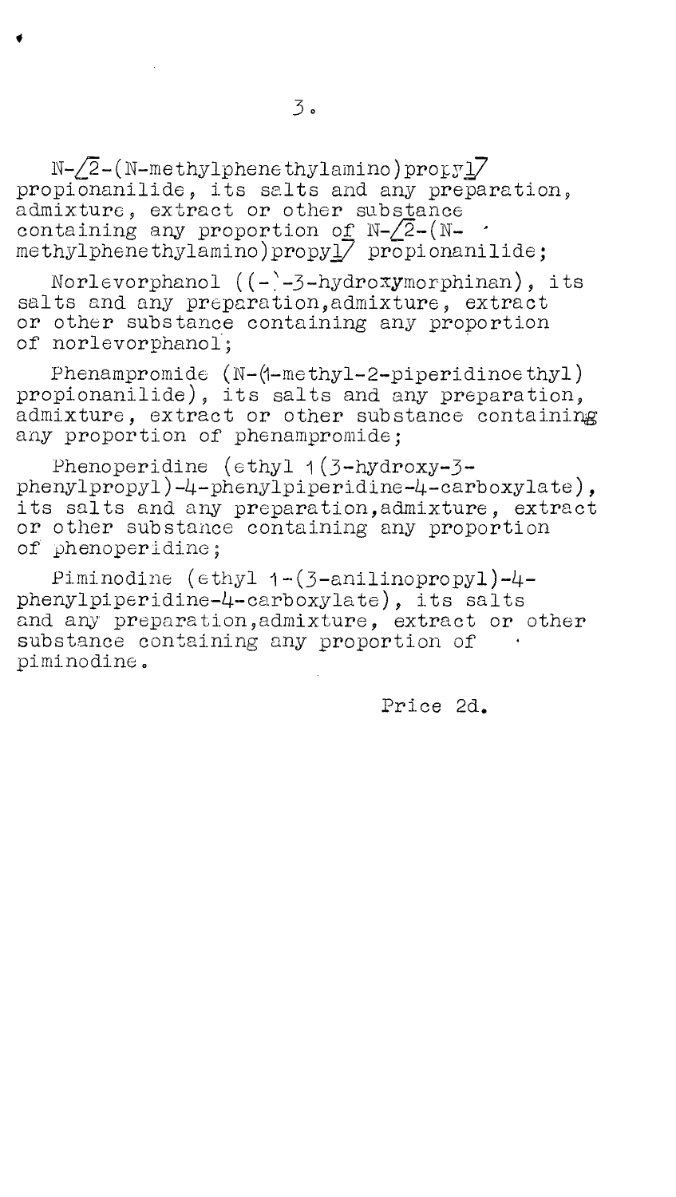N-[2-(N-methylphenethylamino)propyl] propionanilide, its salts and any preparation, admixture, extract or other substance containing any proportion of N-[2-(N-methylphenethylamino)propyl] propionanilide;

Norlevorphanol ((-)-3-hydroxymorphinan), its salts and any preparation, admixture, extract or other substance containing any proportion of norlevorphanol;

Phenampromide (N-(1-methyl-2-piperidinoethyl) propionanilide), its salts and any preparation, admixture, extract or other substance containing any proportion of phenampromide;

Phenoperidine (ethyl 1(3-hydroxy-3-phenylpropyl)-4-phenylpiperidine-4-carboxylate), its salts and any preparation, admixture, extract or other substance containing any proportion of phenoperidine;

Piminodine (ethyl 1-(3-anilinopropyl)-4-phenylpiperidine-4-carboxylate), its salts and any preparation, admixture, extract or other substance containing any proportion of piminodine.

Price 2d.